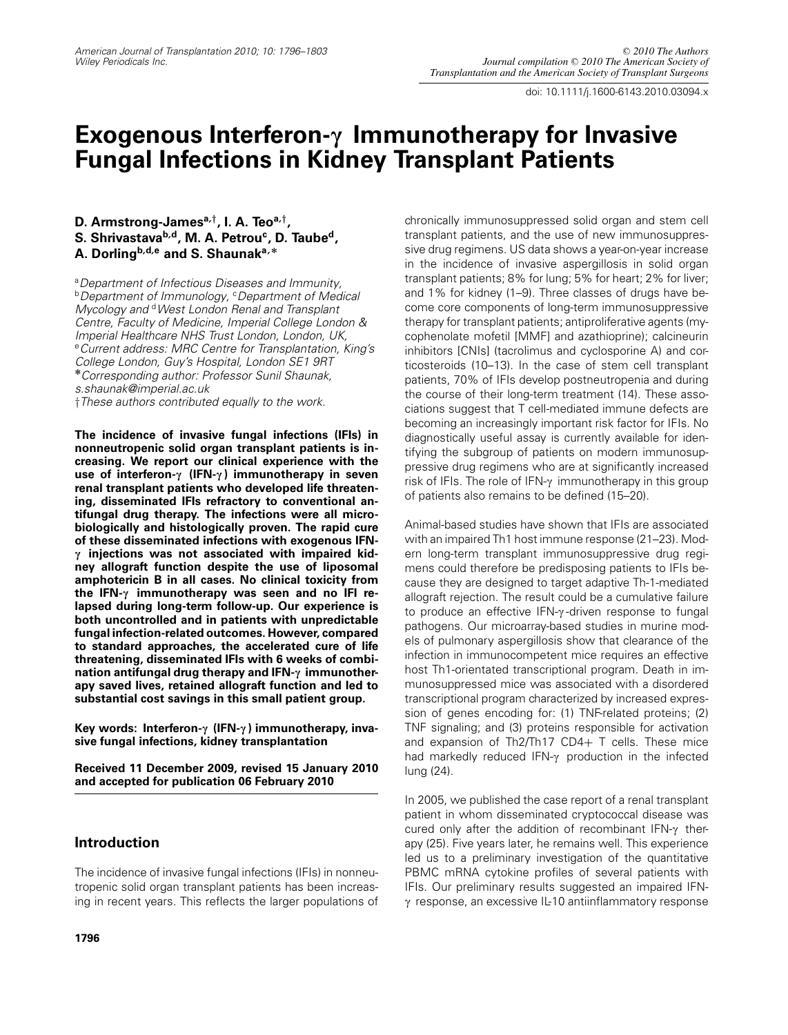doi: 10.1111/j.1600-6143.2010.03094.x

# Exogenous Interferon-γ Immunotherapy for Invasive Fungal Infections in Kidney Transplant Patients

**D. Armstrong-James[a,†], I. A. Teo[a,†], S. Shrivastava[b,d], M. A. Petrou[c], D. Taube[d], A. Dorling[b,d,e] and S. Shaunak[a,*]**

*[a]Department of Infectious Diseases and Immunity, [b]Department of Immunology, [c]Department of Medical Mycology and [d]West London Renal and Transplant Centre, Faculty of Medicine, Imperial College London & Imperial Healthcare NHS Trust London, London, UK, [e]Current address: MRC Centre for Transplantation, King's College London, Guy's Hospital, London SE1 9RT*
*Corresponding author: Professor Sunil Shaunak, s.shaunak@imperial.ac.uk*
*†These authors contributed equally to the work.*

**The incidence of invasive fungal infections (IFIs) in nonneutropenic solid organ transplant patients is increasing. We report our clinical experience with the use of interferon-γ (IFN-γ) immunotherapy in seven renal transplant patients who developed life threatening, disseminated IFIs refractory to conventional antifungal drug therapy. The infections were all microbiologically and histologically proven. The rapid cure of these disseminated infections with exogenous IFN-γ injections was not associated with impaired kidney allograft function despite the use of liposomal amphotericin B in all cases. No clinical toxicity from the IFN-γ immunotherapy was seen and no IFI relapsed during long-term follow-up. Our experience is both uncontrolled and in patients with unpredictable fungal infection-related outcomes. However, compared to standard approaches, the accelerated cure of life threatening, disseminated IFIs with 6 weeks of combination antifungal drug therapy and IFN-γ immunotherapy saved lives, retained allograft function and led to substantial cost savings in this small patient group.**

**Key words: Interferon-γ (IFN-γ) immunotherapy, invasive fungal infections, kidney transplantation**

**Received 11 December 2009, revised 15 January 2010 and accepted for publication 06 February 2010**

## Introduction

The incidence of invasive fungal infections (IFIs) in nonneutropenic solid organ transplant patients has been increasing in recent years. This reflects the larger populations of chronically immunosuppressed solid organ and stem cell transplant patients, and the use of new immunosuppressive drug regimens. US data shows a year-on-year increase in the incidence of invasive aspergillosis in solid organ transplant patients; 8% for lung; 5% for heart; 2% for liver; and 1% for kidney (1–9). Three classes of drugs have become core components of long-term immunosuppressive therapy for transplant patients; antiproliferative agents (mycophenolate mofetil [MMF] and azathioprine); calcineurin inhibitors [CNIs] (tacrolimus and cyclosporine A) and corticosteroids (10–13). In the case of stem cell transplant patients, 70% of IFIs develop postneutropenia and during the course of their long-term treatment (14). These associations suggest that T cell-mediated immune defects are becoming an increasingly important risk factor for IFIs. No diagnostically useful assay is currently available for identifying the subgroup of patients on modern immunosuppressive drug regimens who are at significantly increased risk of IFIs. The role of IFN-γ immunotherapy in this group of patients also remains to be defined (15–20).

Animal-based studies have shown that IFIs are associated with an impaired Th1 host immune response (21–23). Modern long-term transplant immunosuppressive drug regimens could therefore be predisposing patients to IFIs because they are designed to target adaptive Th-1-mediated allograft rejection. The result could be a cumulative failure to produce an effective IFN-γ-driven response to fungal pathogens. Our microarray-based studies in murine models of pulmonary aspergillosis show that clearance of the infection in immunocompetent mice requires an effective host Th1-orientated transcriptional program. Death in immunosuppressed mice was associated with a disordered transcriptional program characterized by increased expression of genes encoding for: (1) TNF-related proteins; (2) TNF signaling; and (3) proteins responsible for activation and expansion of Th2/Th17 CD4+ T cells. These mice had markedly reduced IFN-γ production in the infected lung (24).

In 2005, we published the case report of a renal transplant patient in whom disseminated cryptococcal disease was cured only after the addition of recombinant IFN-γ therapy (25). Five years later, he remains well. This experience led us to a preliminary investigation of the quantitative PBMC mRNA cytokine profiles of several patients with IFIs. Our preliminary results suggested an impaired IFN-γ response, an excessive IL-10 antiinflammatory response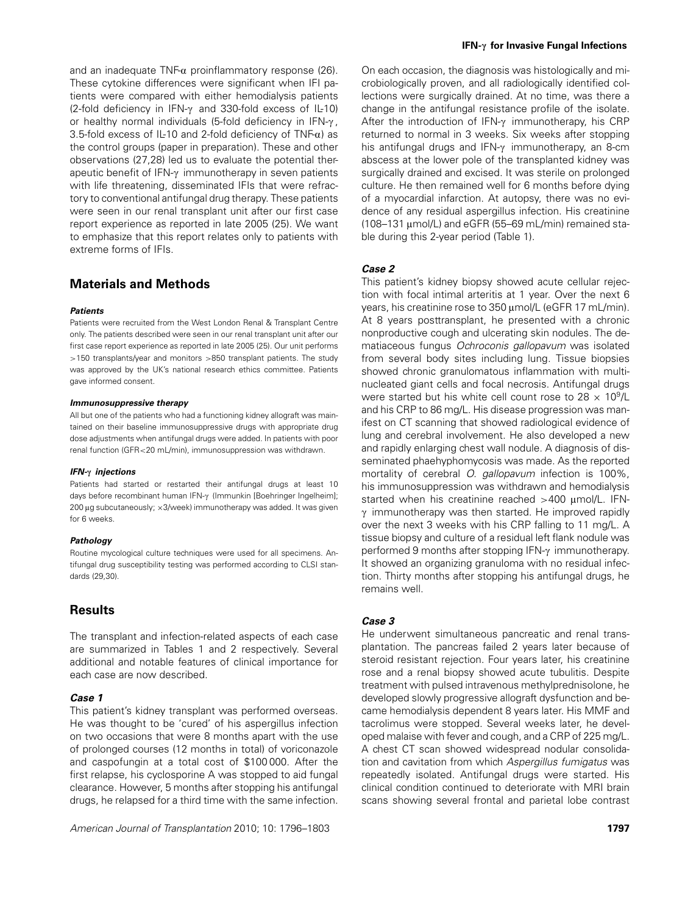and an inadequate TNF-α proinflammatory response (26). These cytokine differences were significant when IFI patients were compared with either hemodialysis patients (2-fold deficiency in IFN-γ and 330-fold excess of IL-10) or healthy normal individuals (5-fold deficiency in IFN-γ, 3.5-fold excess of IL-10 and 2-fold deficiency of TNF-α) as the control groups (paper in preparation). These and other observations (27,28) led us to evaluate the potential therapeutic benefit of IFN-γ immunotherapy in seven patients with life threatening, disseminated IFIs that were refractory to conventional antifungal drug therapy. These patients were seen in our renal transplant unit after our first case report experience as reported in late 2005 (25). We want to emphasize that this report relates only to patients with extreme forms of IFIs.

## Materials and Methods

#### *Patients*

Patients were recruited from the West London Renal & Transplant Centre only. The patients described were seen in our renal transplant unit after our first case report experience as reported in late 2005 (25). Our unit performs >150 transplants/year and monitors >850 transplant patients. The study was approved by the UK's national research ethics committee. Patients gave informed consent.

#### *Immunosuppressive therapy*

All but one of the patients who had a functioning kidney allograft was maintained on their baseline immunosuppressive drugs with appropriate drug dose adjustments when antifungal drugs were added. In patients with poor renal function (GFR<20 mL/min), immunosuppression was withdrawn.

#### *IFN-γ injections*

Patients had started or restarted their antifungal drugs at least 10 days before recombinant human IFN-γ (Immunkin [Boehringer Ingelheim]; 200 μg subcutaneously; ×3/week) immunotherapy was added. It was given for 6 weeks.

#### *Pathology*

Routine mycological culture techniques were used for all specimens. Antifungal drug susceptibility testing was performed according to CLSI standards (29,30).

## Results

The transplant and infection-related aspects of each case are summarized in Tables 1 and 2 respectively. Several additional and notable features of clinical importance for each case are now described.

### *Case 1*

This patient's kidney transplant was performed overseas. He was thought to be 'cured' of his aspergillus infection on two occasions that were 8 months apart with the use of prolonged courses (12 months in total) of voriconazole and caspofungin at a total cost of \$100 000. After the first relapse, his cyclosporine A was stopped to aid fungal clearance. However, 5 months after stopping his antifungal drugs, he relapsed for a third time with the same infection. On each occasion, the diagnosis was histologically and microbiologically proven, and all radiologically identified collections were surgically drained. At no time, was there a change in the antifungal resistance profile of the isolate. After the introduction of IFN-γ immunotherapy, his CRP returned to normal in 3 weeks. Six weeks after stopping his antifungal drugs and IFN-γ immunotherapy, an 8-cm abscess at the lower pole of the transplanted kidney was surgically drained and excised. It was sterile on prolonged culture. He then remained well for 6 months before dying of a myocardial infarction. At autopsy, there was no evidence of any residual aspergillus infection. His creatinine (108–131 μmol/L) and eGFR (55–69 mL/min) remained stable during this 2-year period (Table 1).

### *Case 2*

This patient's kidney biopsy showed acute cellular rejection with focal intimal arteritis at 1 year. Over the next 6 years, his creatinine rose to 350 μmol/L (eGFR 17 mL/min). At 8 years posttransplant, he presented with a chronic nonproductive cough and ulcerating skin nodules. The dematiaceous fungus *Ochroconis gallopavum* was isolated from several body sites including lung. Tissue biopsies showed chronic granulomatous inflammation with multinucleated giant cells and focal necrosis. Antifungal drugs were started but his white cell count rose to $28 \times 10^9$/L and his CRP to 86 mg/L. His disease progression was manifest on CT scanning that showed radiological evidence of lung and cerebral involvement. He also developed a new and rapidly enlarging chest wall nodule. A diagnosis of disseminated phaehyphomycosis was made. As the reported mortality of cerebral *O. gallopavum* infection is 100%, his immunosuppression was withdrawn and hemodialysis started when his creatinine reached >400 μmol/L. IFN-γ immunotherapy was then started. He improved rapidly over the next 3 weeks with his CRP falling to 11 mg/L. A tissue biopsy and culture of a residual left flank nodule was performed 9 months after stopping IFN-γ immunotherapy. It showed an organizing granuloma with no residual infection. Thirty months after stopping his antifungal drugs, he remains well.

### *Case 3*

He underwent simultaneous pancreatic and renal transplantation. The pancreas failed 2 years later because of steroid resistant rejection. Four years later, his creatinine rose and a renal biopsy showed acute tubulitis. Despite treatment with pulsed intravenous methylprednisolone, he developed slowly progressive allograft dysfunction and became hemodialysis dependent 8 years later. His MMF and tacrolimus were stopped. Several weeks later, he developed malaise with fever and cough, and a CRP of 225 mg/L. A chest CT scan showed widespread nodular consolidation and cavitation from which *Aspergillus fumigatus* was repeatedly isolated. Antifungal drugs were started. His clinical condition continued to deteriorate with MRI brain scans showing several frontal and parietal lobe contrast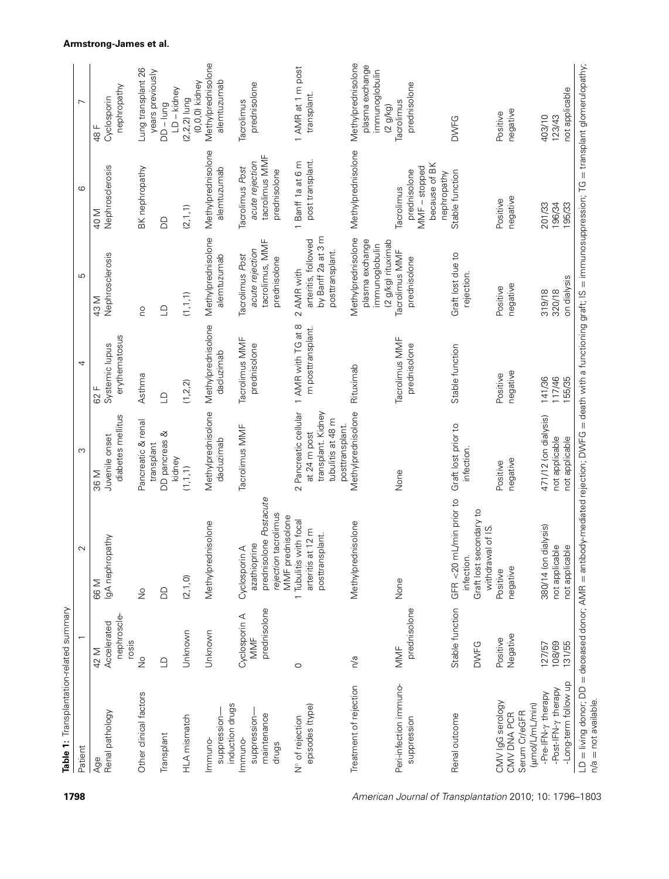**Table 1:** Transplantation-related summary

| Patient | 1 | 2 | 3 | 4 | 5 | 6 | 7 |
|---|---|---|---|---|---|---|---|
| Age | 42 M | 66 M | 36 M | 62 F | 43 M | 40 M | 48 F |
| Renal pathology | Accelerated nephrosclerosis | IgA nephropathy | Juvenile onset diabetes mellitus | Systemic lupus erythematosus | Nephrosclerosis | Nephrosclerosis | Cyclosporin nephropathy |
| Other clinical factors | No | No | Pancreatic & renal transplant | Asthma | no | BK nephropathy | Lung transplant 26 years previously |
| Transplant | LD | DD | DD pancreas & kidney | LD | LD | DD | DD – lung LD – kidney |
| HLA mismatch | Unknown | (2,1,0) | (1,1,1) | (1,2,2) | (1,1,1) | (2,1,1) | (2,2,2) lung (0,0,0) kidney |
| Immuno-suppression—induction drugs | Unknown | Methylprednisolone | Methylprednisolone daclizimab | Methylprednisolone daclizimab | Methylprednisolone alemtuzumab | Methylprednisolone alemtuzumab | Methylprednisolone alemtuzumab |
| Immuno-suppression—maintenance drugs | Cyclosporin A MMF prednisolone | Cyclosporin A azathioprine prednisolone *Postacute rejection* tacrolimus MMF prednisolone | Tacrolimus MMF | Tacrolimus MMF prednisolone | Tacrolimus *Post acute rejection* tacrolimus, MMF prednisolone | Tacrolimus *Post acute rejection* tacrolimus MMF prednisolone | Tacrolimus prednisolone |
| N° of rejection episodes (type) | 0 | 1 Tubulitis with focal arteritis at 12 m posttransplant. | 2 Pancreatic cellular at 24 m post transplant. Kidney tubulitis at 48 m posttransplant. | 1 AMR with TG at 8 m posttransplant. | 2 AMR with arteritis, followed by Banff 2a at 3 m posttransplant. | 1 Banff 1a at 6 m post transplant. | 1 AMR at 1 m post transplant. |
| Treatment of rejection | n/a | Methylprednisolone | Methylprednisolone | Rituximab | Methylprednisolone plasma exchange immunoglobulin (2 g/kg) rituximab | Methylprednisolone | Methylprednisolone plasma exchange immunoglobulin (2 g/kg) |
| Peri-infection immuno-suppression | MMF prednisolone | None | None | Tacrolimus MMF prednisolone | Tacrolimus MMF prednisolone | Tacrolimus prednisolone MMF – stopped because of BK nephropathy | Tacrolimus prednisolone |
| Renal outcome | Stable function DWFG | GFR <20 mL/min prior to infection. Graft lost secondary to withdrawal of IS. | Graft lost prior to infection. | Stable function | Graft lost due to rejection. | Stable function | DWFG |
| CMV IgG serology | Positive | Positive | Positive | Positive | Positive | Positive | Positive |
| CMV DNA PCR | Negative | negative | negative | negative | negative | negative | negative |
| Serum Cr/eGFR (μmol/L/mL/min) | | | | | | | |
| -Pre-IFN-γ therapy | 127/57 | 380/14 (on dialysis) | 471/12 (on dialysis) | 141/36 | 319/18 | 201/33 | 403/10 |
| -Post-IFN-γ therapy | 108/69 | not applicable | not applicable | 117/46 | 320/18 | 196/34 | 123/43 |
| -Long-term follow up | 131/55 | not applicable | not applicable | 155/35 | on dialysis | 195/33 | not applicable |

LD = living donor; DD = deceased donor; AMR = antibody-mediated rejection; DWFG = death with a functioning graft; IS = immunosuppression; TG = transplant glomerulopathy; n/a = not available.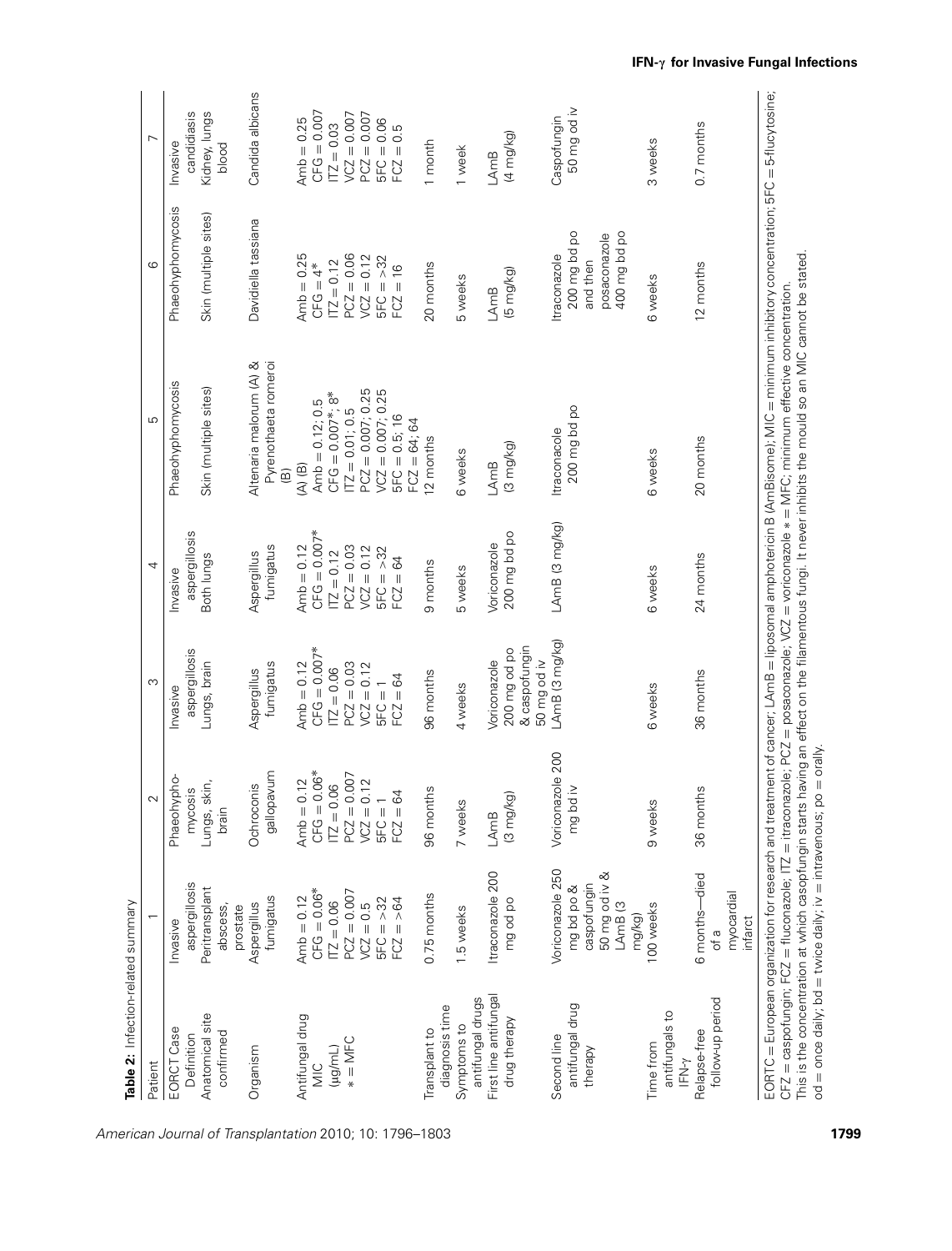**Table 2:** Infection-related summary

| Patient | 1 | 2 | 3 | 4 | 5 | 6 | 7 |
|---|---|---|---|---|---|---|---|
| EORTC Case Definition | Invasive aspergillosis | Phaeohyphomycosis | Invasive aspergillosis | Invasive aspergillosis | Phaeohyphomycosis | Phaeohyphomycosis | Invasive candidiasis |
| Anatomical site confirmed | Peritransplant abscess, prostate | Lungs, skin, brain | Lungs, brain | Both lungs | Skin (multiple sites) | Skin (multiple sites) | Kidney, lungs blood |
| Organism | Aspergillus fumigatus | Ochroconis gallopavum | Aspergillus fumigatus | Aspergillus fumigatus | Altenaria malorum (A) & Pyrenothaeta romeroi (B) | Davidiella tassiana | Candida albicans |
| Antifungal drug MIC (μg/mL) * = MFC | Amb = 0.12<br>CFG = 0.06*<br>ITZ = 0.06<br>PCZ = 0.007<br>VCZ = 0.5<br>5FC = >32<br>FCZ = >64 | Amb = 0.12<br>CFG = 0.06*<br>ITZ = 0.06<br>PCZ = 0.007<br>VCZ = 0.12<br>5FC = 1<br>FCZ = 64 | Amb = 0.12<br>CFG = 0.007*<br>ITZ = 0.06<br>PCZ = 0.03<br>VCZ = 0.12<br>5FC = 1<br>FCZ = 64 | Amb = 0.12<br>CFG = 0.007*<br>ITZ = 0.12<br>PCZ = 0.03<br>VCZ = 0.12<br>5FC = >32<br>FCZ = 64 | (A) (B)<br>Amb = 0.12; 0.5<br>CFG = 0.007*; 8*<br>ITZ = 0.01; 0.5<br>PCZ = 0.007; 0.25<br>VCZ = 0.007; 0.25<br>5FC = 0.5; 16<br>FCZ = 64; 64 | Amb = 0.25<br>CFG = 4*<br>ITZ = 0.12<br>PCZ = 0.06<br>VCZ = 0.12<br>5FC = >32<br>FCZ = 16 | Amb = 0.25<br>CFG = 0.007<br>ITZ = 0.03<br>VCZ = 0.007<br>PCZ = 0.007<br>5FC = 0.06<br>FCZ = 0.5 |
| Transplant to diagnosis time | 0.75 months | 96 months | 96 months | 9 months | 12 months | 20 months | 1 month |
| Symptoms to antifungal drugs | 1.5 weeks | 7 weeks | 4 weeks | 5 weeks | 6 weeks | 5 weeks | 1 week |
| First line antifungal drug therapy | Itraconazole 200 mg od po | LAmB (3 mg/kg) | Voriconazole 200 mg od po & caspofungin 50 mg od iv | Voriconazole 200 mg bd po | LAmB (3 mg/kg) | LAmB (5 mg/kg) | LAmB (4 mg/kg) |
| Second line antifungal drug therapy | Voriconazole 250 mg bd po & caspofungin 50 mg od iv & LAmB (3 mg/kg) | Voriconazole 200 mg bd iv | LAmB (3 mg/kg) | LAmB (3 mg/kg) | Itraconacole 200 mg bd po | Itraconazole 200 mg bd po and then posaconazole 400 mg bd po | Caspofungin 50 mg od iv |
| Time from antifungals to IFN-γ | 100 weeks | 9 weeks | 6 weeks | 6 weeks | 6 weeks | 6 weeks | 3 weeks |
| Relapse-free follow-up period | 6 months—died of a myocardial infarct | 36 months | 36 months | 24 months | 20 months | 12 months | 0.7 months |

EORTC = European organization for research and treatment of cancer; LAmB = liposomal amphotericin B (AmBisome); MIC = minimum inhibitory concentration; 5FC = 5-flucytosine; CFZ = caspofungin; FCZ = fluconazole; ITZ = itraconazole; PCZ = posaconazole; VCZ = voriconazole * = MFC; minimum effective concentration.
This is the concentration at which caspofungin starts having an effect on the filamentous fungi. It never inhibits the mould so an MIC cannot be stated.
od = once daily; bd = twice daily; iv = intravenous; po = orally.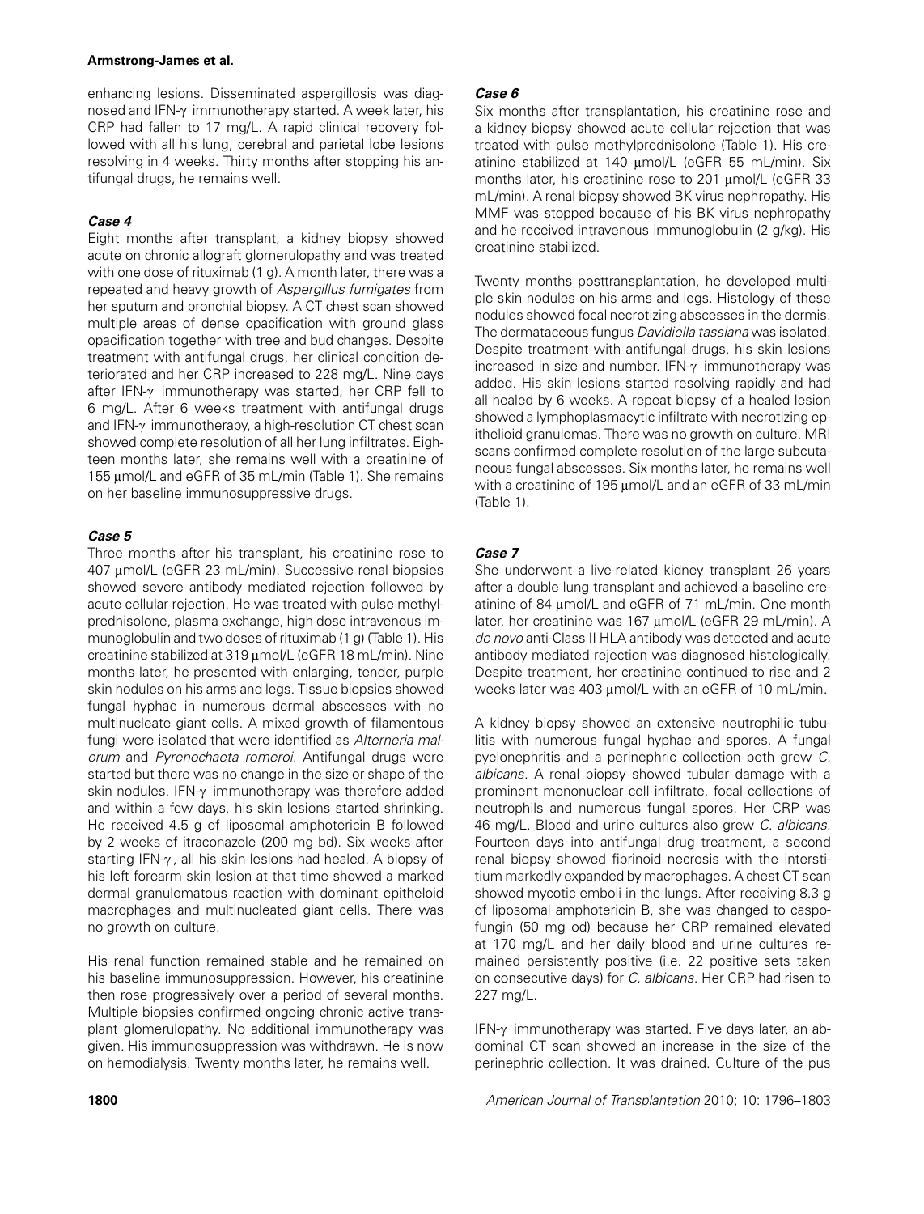enhancing lesions. Disseminated aspergillosis was diagnosed and IFN-γ immunotherapy started. A week later, his CRP had fallen to 17 mg/L. A rapid clinical recovery followed with all his lung, cerebral and parietal lobe lesions resolving in 4 weeks. Thirty months after stopping his antifungal drugs, he remains well.

### *Case 4*

Eight months after transplant, a kidney biopsy showed acute on chronic allograft glomerulopathy and was treated with one dose of rituximab (1 g). A month later, there was a repeated and heavy growth of *Aspergillus fumigates* from her sputum and bronchial biopsy. A CT chest scan showed multiple areas of dense opacification with ground glass opacification together with tree and bud changes. Despite treatment with antifungal drugs, her clinical condition deteriorated and her CRP increased to 228 mg/L. Nine days after IFN-γ immunotherapy was started, her CRP fell to 6 mg/L. After 6 weeks treatment with antifungal drugs and IFN-γ immunotherapy, a high-resolution CT chest scan showed complete resolution of all her lung infiltrates. Eighteen months later, she remains well with a creatinine of 155 μmol/L and eGFR of 35 mL/min (Table 1). She remains on her baseline immunosuppressive drugs.

### *Case 5*

Three months after his transplant, his creatinine rose to 407 μmol/L (eGFR 23 mL/min). Successive renal biopsies showed severe antibody mediated rejection followed by acute cellular rejection. He was treated with pulse methylprednisolone, plasma exchange, high dose intravenous immunoglobulin and two doses of rituximab (1 g) (Table 1). His creatinine stabilized at 319 μmol/L (eGFR 18 mL/min). Nine months later, he presented with enlarging, tender, purple skin nodules on his arms and legs. Tissue biopsies showed fungal hyphae in numerous dermal abscesses with no multinucleate giant cells. A mixed growth of filamentous fungi were isolated that were identified as *Alterneria malorum* and *Pyrenochaeta romeroi*. Antifungal drugs were started but there was no change in the size or shape of the skin nodules. IFN-γ immunotherapy was therefore added and within a few days, his skin lesions started shrinking. He received 4.5 g of liposomal amphotericin B followed by 2 weeks of itraconazole (200 mg bd). Six weeks after starting IFN-γ, all his skin lesions had healed. A biopsy of his left forearm skin lesion at that time showed a marked dermal granulomatous reaction with dominant epitheloid macrophages and multinucleated giant cells. There was no growth on culture.

His renal function remained stable and he remained on his baseline immunosuppression. However, his creatinine then rose progressively over a period of several months. Multiple biopsies confirmed ongoing chronic active transplant glomerulopathy. No additional immunotherapy was given. His immunosuppression was withdrawn. He is now on hemodialysis. Twenty months later, he remains well.

### *Case 6*

Six months after transplantation, his creatinine rose and a kidney biopsy showed acute cellular rejection that was treated with pulse methylprednisolone (Table 1). His creatinine stabilized at 140 μmol/L (eGFR 55 mL/min). Six months later, his creatinine rose to 201 μmol/L (eGFR 33 mL/min). A renal biopsy showed BK virus nephropathy. His MMF was stopped because of his BK virus nephropathy and he received intravenous immunoglobulin (2 g/kg). His creatinine stabilized.

Twenty months posttransplantation, he developed multiple skin nodules on his arms and legs. Histology of these nodules showed focal necrotizing abscesses in the dermis. The dermataceous fungus *Davidiella tassiana* was isolated. Despite treatment with antifungal drugs, his skin lesions increased in size and number. IFN-γ immunotherapy was added. His skin lesions started resolving rapidly and had all healed by 6 weeks. A repeat biopsy of a healed lesion showed a lymphoplasmacytic infiltrate with necrotizing epithelioid granulomas. There was no growth on culture. MRI scans confirmed complete resolution of the large subcutaneous fungal abscesses. Six months later, he remains well with a creatinine of 195 μmol/L and an eGFR of 33 mL/min (Table 1).

### *Case 7*

She underwent a live-related kidney transplant 26 years after a double lung transplant and achieved a baseline creatinine of 84 μmol/L and eGFR of 71 mL/min. One month later, her creatinine was 167 μmol/L (eGFR 29 mL/min). A *de novo* anti-Class II HLA antibody was detected and acute antibody mediated rejection was diagnosed histologically. Despite treatment, her creatinine continued to rise and 2 weeks later was 403 μmol/L with an eGFR of 10 mL/min.

A kidney biopsy showed an extensive neutrophilic tubulitis with numerous fungal hyphae and spores. A fungal pyelonephritis and a perinephric collection both grew *C. albicans*. A renal biopsy showed tubular damage with a prominent mononuclear cell infiltrate, focal collections of neutrophils and numerous fungal spores. Her CRP was 46 mg/L. Blood and urine cultures also grew *C. albicans*. Fourteen days into antifungal drug treatment, a second renal biopsy showed fibrinoid necrosis with the interstitium markedly expanded by macrophages. A chest CT scan showed mycotic emboli in the lungs. After receiving 8.3 g of liposomal amphotericin B, she was changed to caspofungin (50 mg od) because her CRP remained elevated at 170 mg/L and her daily blood and urine cultures remained persistently positive (i.e. 22 positive sets taken on consecutive days) for *C. albicans*. Her CRP had risen to 227 mg/L.

IFN-γ immunotherapy was started. Five days later, an abdominal CT scan showed an increase in the size of the perinephric collection. It was drained. Culture of the pus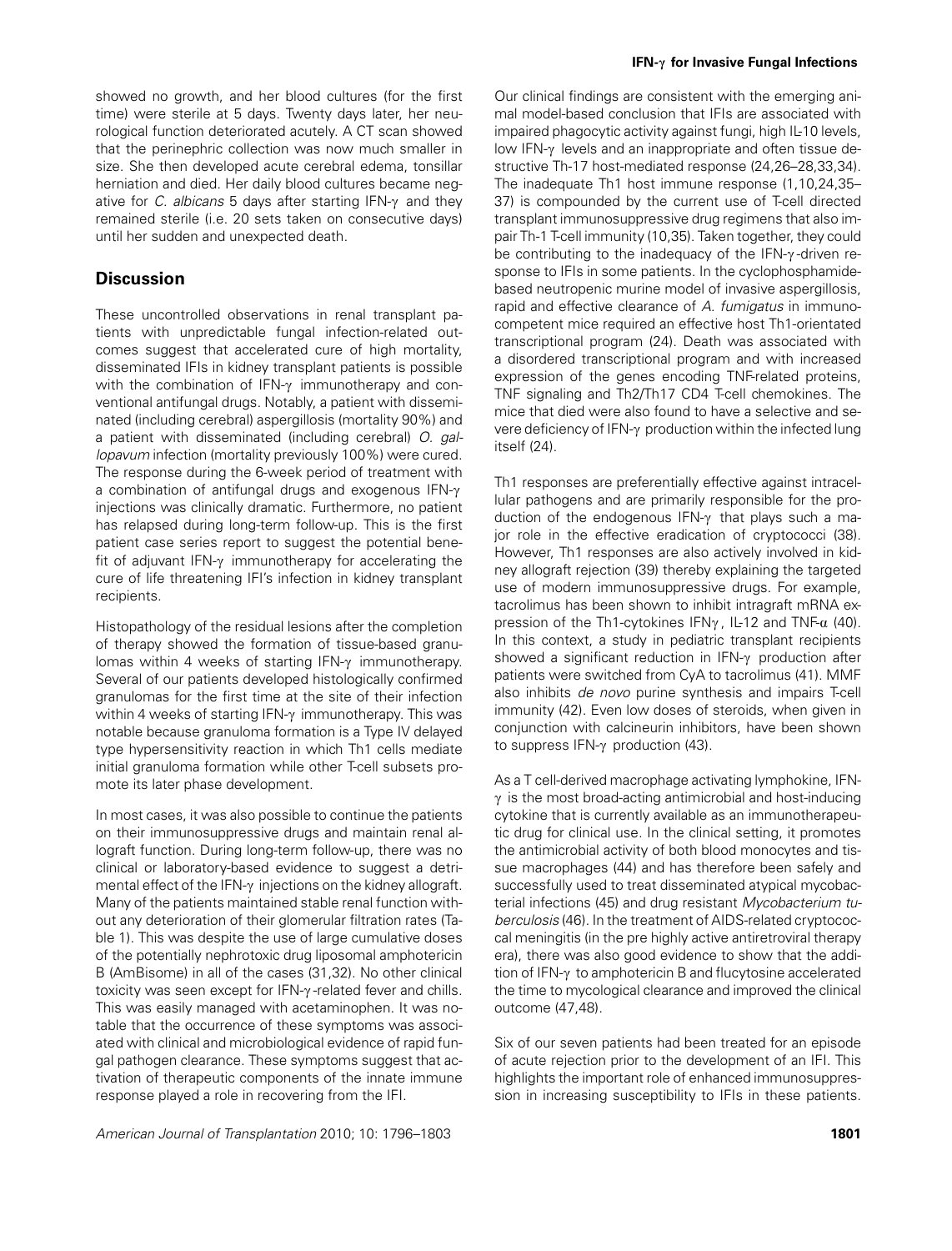showed no growth, and her blood cultures (for the first time) were sterile at 5 days. Twenty days later, her neurological function deteriorated acutely. A CT scan showed that the perinephric collection was now much smaller in size. She then developed acute cerebral edema, tonsillar herniation and died. Her daily blood cultures became negative for *C. albicans* 5 days after starting IFN-γ and they remained sterile (i.e. 20 sets taken on consecutive days) until her sudden and unexpected death.

## Discussion

These uncontrolled observations in renal transplant patients with unpredictable fungal infection-related outcomes suggest that accelerated cure of high mortality, disseminated IFIs in kidney transplant patients is possible with the combination of IFN-γ immunotherapy and conventional antifungal drugs. Notably, a patient with disseminated (including cerebral) aspergillosis (mortality 90%) and a patient with disseminated (including cerebral) *O. gallopavum* infection (mortality previously 100%) were cured. The response during the 6-week period of treatment with a combination of antifungal drugs and exogenous IFN-γ injections was clinically dramatic. Furthermore, no patient has relapsed during long-term follow-up. This is the first patient case series report to suggest the potential benefit of adjuvant IFN-γ immunotherapy for accelerating the cure of life threatening IFI's infection in kidney transplant recipients.

Histopathology of the residual lesions after the completion of therapy showed the formation of tissue-based granulomas within 4 weeks of starting IFN-γ immunotherapy. Several of our patients developed histologically confirmed granulomas for the first time at the site of their infection within 4 weeks of starting IFN-γ immunotherapy. This was notable because granuloma formation is a Type IV delayed type hypersensitivity reaction in which Th1 cells mediate initial granuloma formation while other T-cell subsets promote its later phase development.

In most cases, it was also possible to continue the patients on their immunosuppressive drugs and maintain renal allograft function. During long-term follow-up, there was no clinical or laboratory-based evidence to suggest a detrimental effect of the IFN-γ injections on the kidney allograft. Many of the patients maintained stable renal function without any deterioration of their glomerular filtration rates (Table 1). This was despite the use of large cumulative doses of the potentially nephrotoxic drug liposomal amphotericin B (AmBisome) in all of the cases (31,32). No other clinical toxicity was seen except for IFN-γ-related fever and chills. This was easily managed with acetaminophen. It was notable that the occurrence of these symptoms was associated with clinical and microbiological evidence of rapid fungal pathogen clearance. These symptoms suggest that activation of therapeutic components of the innate immune response played a role in recovering from the IFI.

Our clinical findings are consistent with the emerging animal model-based conclusion that IFIs are associated with impaired phagocytic activity against fungi, high IL-10 levels, low IFN-γ levels and an inappropriate and often tissue destructive Th-17 host-mediated response (24,26–28,33,34). The inadequate Th1 host immune response (1,10,24,35–37) is compounded by the current use of T-cell directed transplant immunosuppressive drug regimens that also impair Th-1 T-cell immunity (10,35). Taken together, they could be contributing to the inadequacy of the IFN-γ-driven response to IFIs in some patients. In the cyclophosphamide-based neutropenic murine model of invasive aspergillosis, rapid and effective clearance of *A. fumigatus* in immunocompetent mice required an effective host Th1-orientated transcriptional program (24). Death was associated with a disordered transcriptional program and with increased expression of the genes encoding TNF-related proteins, TNF signaling and Th2/Th17 CD4 T-cell chemokines. The mice that died were also found to have a selective and severe deficiency of IFN-γ production within the infected lung itself (24).

Th1 responses are preferentially effective against intracellular pathogens and are primarily responsible for the production of the endogenous IFN-γ that plays such a major role in the effective eradication of cryptococci (38). However, Th1 responses are also actively involved in kidney allograft rejection (39) thereby explaining the targeted use of modern immunosuppressive drugs. For example, tacrolimus has been shown to inhibit intragraft mRNA expression of the Th1-cytokines IFNγ, IL-12 and TNF-α (40). In this context, a study in pediatric transplant recipients showed a significant reduction in IFN-γ production after patients were switched from CyA to tacrolimus (41). MMF also inhibits *de novo* purine synthesis and impairs T-cell immunity (42). Even low doses of steroids, when given in conjunction with calcineurin inhibitors, have been shown to suppress IFN-γ production (43).

As a T cell-derived macrophage activating lymphokine, IFN-γ is the most broad-acting antimicrobial and host-inducing cytokine that is currently available as an immunotherapeutic drug for clinical use. In the clinical setting, it promotes the antimicrobial activity of both blood monocytes and tissue macrophages (44) and has therefore been safely and successfully used to treat disseminated atypical mycobacterial infections (45) and drug resistant *Mycobacterium tuberculosis* (46). In the treatment of AIDS-related cryptococcal meningitis (in the pre highly active antiretroviral therapy era), there was also good evidence to show that the addition of IFN-γ to amphotericin B and flucytosine accelerated the time to mycological clearance and improved the clinical outcome (47,48).

Six of our seven patients had been treated for an episode of acute rejection prior to the development of an IFI. This highlights the important role of enhanced immunosuppression in increasing susceptibility to IFIs in these patients.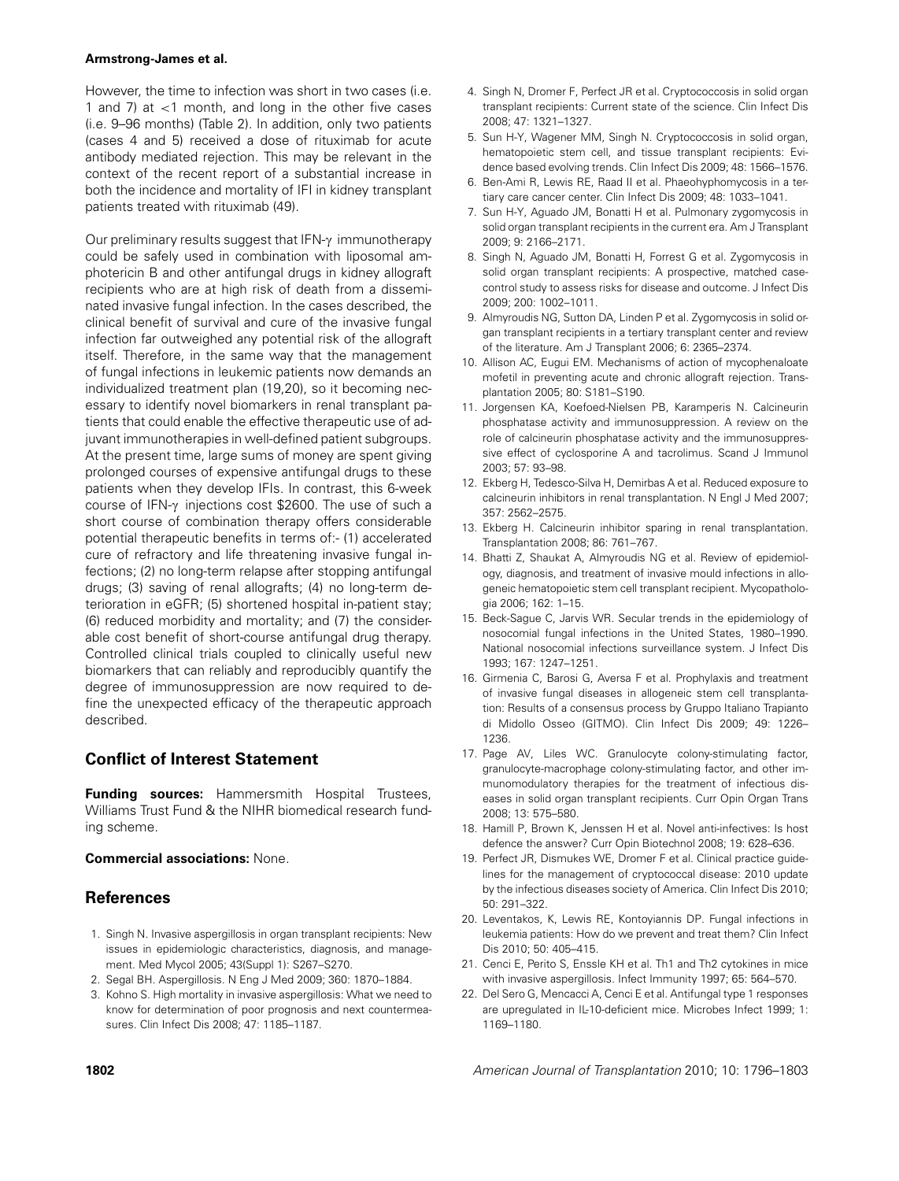However, the time to infection was short in two cases (i.e. 1 and 7) at <1 month, and long in the other five cases (i.e. 9–96 months) (Table 2). In addition, only two patients (cases 4 and 5) received a dose of rituximab for acute antibody mediated rejection. This may be relevant in the context of the recent report of a substantial increase in both the incidence and mortality of IFI in kidney transplant patients treated with rituximab (49).

Our preliminary results suggest that IFN-$\gamma$ immunotherapy could be safely used in combination with liposomal amphotericin B and other antifungal drugs in kidney allograft recipients who are at high risk of death from a disseminated invasive fungal infection. In the cases described, the clinical benefit of survival and cure of the invasive fungal infection far outweighed any potential risk of the allograft itself. Therefore, in the same way that the management of fungal infections in leukemic patients now demands an individualized treatment plan (19,20), so it becoming necessary to identify novel biomarkers in renal transplant patients that could enable the effective therapeutic use of adjuvant immunotherapies in well-defined patient subgroups. At the present time, large sums of money are spent giving prolonged courses of expensive antifungal drugs to these patients when they develop IFIs. In contrast, this 6-week course of IFN-$\gamma$ injections cost $2600. The use of such a short course of combination therapy offers considerable potential therapeutic benefits in terms of:- (1) accelerated cure of refractory and life threatening invasive fungal infections; (2) no long-term relapse after stopping antifungal drugs; (3) saving of renal allografts; (4) no long-term deterioration in eGFR; (5) shortened hospital in-patient stay; (6) reduced morbidity and mortality; and (7) the considerable cost benefit of short-course antifungal drug therapy. Controlled clinical trials coupled to clinically useful new biomarkers that can reliably and reproducibly quantify the degree of immunosuppression are now required to define the unexpected efficacy of the therapeutic approach described.

## Conflict of Interest Statement

**Funding sources:** Hammersmith Hospital Trustees, Williams Trust Fund & the NIHR biomedical research funding scheme.

**Commercial associations:** None.

## References

1. Singh N. Invasive aspergillosis in organ transplant recipients: New issues in epidemiologic characteristics, diagnosis, and management. Med Mycol 2005; 43(Suppl 1): S267–S270.
2. Segal BH. Aspergillosis. N Eng J Med 2009; 360: 1870–1884.
3. Kohno S. High mortality in invasive aspergillosis: What we need to know for determination of poor prognosis and next countermeasures. Clin Infect Dis 2008; 47: 1185–1187.
4. Singh N, Dromer F, Perfect JR et al. Cryptococcosis in solid organ transplant recipients: Current state of the science. Clin Infect Dis 2008; 47: 1321–1327.
5. Sun H-Y, Wagener MM, Singh N. Cryptococcosis in solid organ, hematopoietic stem cell, and tissue transplant recipients: Evidence based evolving trends. Clin Infect Dis 2009; 48: 1566–1576.
6. Ben-Ami R, Lewis RE, Raad II et al. Phaeohyphomycosis in a tertiary care cancer center. Clin Infect Dis 2009; 48: 1033–1041.
7. Sun H-Y, Aguado JM, Bonatti H et al. Pulmonary zygomycosis in solid organ transplant recipients in the current era. Am J Transplant 2009; 9: 2166–2171.
8. Singh N, Aguado JM, Bonatti H, Forrest G et al. Zygomycosis in solid organ transplant recipients: A prospective, matched case-control study to assess risks for disease and outcome. J Infect Dis 2009; 200: 1002–1011.
9. Almyroudis NG, Sutton DA, Linden P et al. Zygomycosis in solid organ transplant recipients in a tertiary transplant center and review of the literature. Am J Transplant 2006; 6: 2365–2374.
10. Allison AC, Eugui EM. Mechanisms of action of mycophenaloate mofetil in preventing acute and chronic allograft rejection. Transplantation 2005; 80: S181–S190.
11. Jorgensen KA, Koefoed-Nielsen PB, Karamperis N. Calcineurin phosphatase activity and immunosuppression. A review on the role of calcineurin phosphatase activity and the immunosuppressive effect of cyclosporine A and tacrolimus. Scand J Immunol 2003; 57: 93–98.
12. Ekberg H, Tedesco-Silva H, Demirbas A et al. Reduced exposure to calcineurin inhibitors in renal transplantation. N Engl J Med 2007; 357: 2562–2575.
13. Ekberg H. Calcineurin inhibitor sparing in renal transplantation. Transplantation 2008; 86: 761–767.
14. Bhatti Z, Shaukat A, Almyroudis NG et al. Review of epidemiology, diagnosis, and treatment of invasive mould infections in allogeneic hematopoietic stem cell transplant recipient. Mycopathologia 2006; 162: 1–15.
15. Beck-Sague C, Jarvis WR. Secular trends in the epidemiology of nosocomial fungal infections in the United States, 1980–1990. National nosocomial infections surveillance system. J Infect Dis 1993; 167: 1247–1251.
16. Girmenia C, Barosi G, Aversa F et al. Prophylaxis and treatment of invasive fungal diseases in allogeneic stem cell transplantation: Results of a consensus process by Gruppo Italiano Trapianto di Midollo Osseo (GITMO). Clin Infect Dis 2009; 49: 1226–1236.
17. Page AV, Liles WC. Granulocyte colony-stimulating factor, granulocyte-macrophage colony-stimulating factor, and other immunomodulatory therapies for the treatment of infectious diseases in solid organ transplant recipients. Curr Opin Organ Trans 2008; 13: 575–580.
18. Hamill P, Brown K, Jenssen H et al. Novel anti-infectives: Is host defence the answer? Curr Opin Biotechnol 2008; 19: 628–636.
19. Perfect JR, Dismukes WE, Dromer F et al. Clinical practice guidelines for the management of cryptococcal disease: 2010 update by the infectious diseases society of America. Clin Infect Dis 2010; 50: 291–322.
20. Leventakos, K, Lewis RE, Kontoyiannis DP. Fungal infections in leukemia patients: How do we prevent and treat them? Clin Infect Dis 2010; 50: 405–415.
21. Cenci E, Perito S, Enssle KH et al. Th1 and Th2 cytokines in mice with invasive aspergillosis. Infect Immunity 1997; 65: 564–570.
22. Del Sero G, Mencacci A, Cenci E et al. Antifungal type 1 responses are upregulated in IL-10-deficient mice. Microbes Infect 1999; 1: 1169–1180.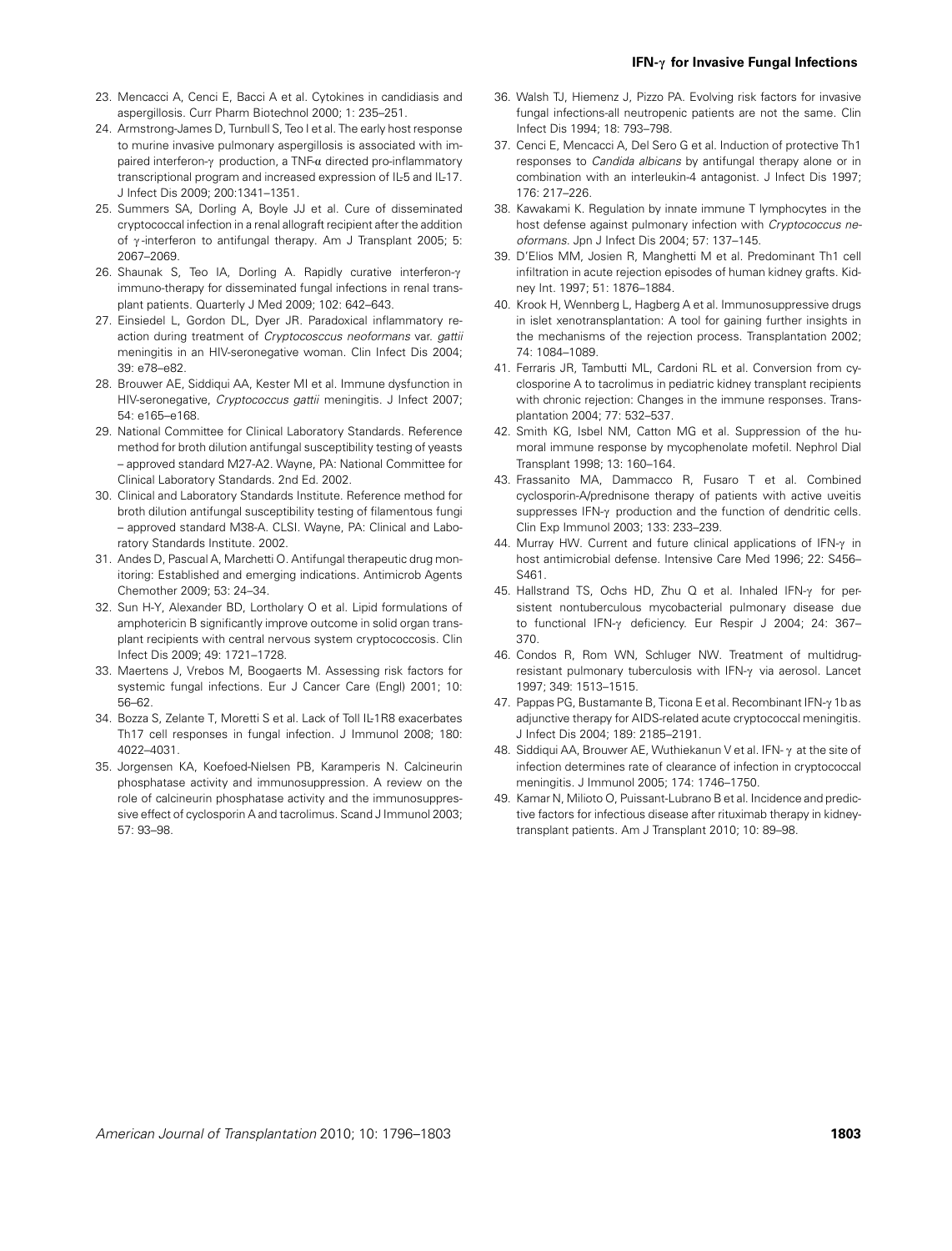23. Mencacci A, Cenci E, Bacci A et al. Cytokines in candidiasis and aspergillosis. Curr Pharm Biotechnol 2000; 1: 235–251.
24. Armstrong-James D, Turnbull S, Teo I et al. The early host response to murine invasive pulmonary aspergillosis is associated with impaired interferon-γ production, a TNF-α directed pro-inflammatory transcriptional program and increased expression of IL-5 and IL-17. J Infect Dis 2009; 200:1341–1351.
25. Summers SA, Dorling A, Boyle JJ et al. Cure of disseminated cryptococcal infection in a renal allograft recipient after the addition of γ-interferon to antifungal therapy. Am J Transplant 2005; 5: 2067–2069.
26. Shaunak S, Teo IA, Dorling A. Rapidly curative interferon-γ immuno-therapy for disseminated fungal infections in renal transplant patients. Quarterly J Med 2009; 102: 642–643.
27. Einsiedel L, Gordon DL, Dyer JR. Paradoxical inflammatory reaction during treatment of *Cryptocosccus neoformans* var. *gattii* meningitis in an HIV-seronegative woman. Clin Infect Dis 2004; 39: e78–e82.
28. Brouwer AE, Siddiqui AA, Kester MI et al. Immune dysfunction in HIV-seronegative, *Cryptococcus gattii* meningitis. J Infect 2007; 54: e165–e168.
29. National Committee for Clinical Laboratory Standards. Reference method for broth dilution antifungal susceptibility testing of yeasts – approved standard M27-A2. Wayne, PA: National Committee for Clinical Laboratory Standards. 2nd Ed. 2002.
30. Clinical and Laboratory Standards Institute. Reference method for broth dilution antifungal susceptibility testing of filamentous fungi – approved standard M38-A. CLSI. Wayne, PA: Clinical and Laboratory Standards Institute. 2002.
31. Andes D, Pascual A, Marchetti O. Antifungal therapeutic drug monitoring: Established and emerging indications. Antimicrob Agents Chemother 2009; 53: 24–34.
32. Sun H-Y, Alexander BD, Lortholary O et al. Lipid formulations of amphotericin B significantly improve outcome in solid organ transplant recipients with central nervous system cryptococcosis. Clin Infect Dis 2009; 49: 1721–1728.
33. Maertens J, Vrebos M, Boogaerts M. Assessing risk factors for systemic fungal infections. Eur J Cancer Care (Engl) 2001; 10: 56–62.
34. Bozza S, Zelante T, Moretti S et al. Lack of Toll IL-1R8 exacerbates Th17 cell responses in fungal infection. J Immunol 2008; 180: 4022–4031.
35. Jorgensen KA, Koefoed-Nielsen PB, Karamperis N. Calcineurin phosphatase activity and immunosuppression. A review on the role of calcineurin phosphatase activity and the immunosuppressive effect of cyclosporin A and tacrolimus. Scand J Immunol 2003; 57: 93–98.
36. Walsh TJ, Hiemenz J, Pizzo PA. Evolving risk factors for invasive fungal infections-all neutropenic patients are not the same. Clin Infect Dis 1994; 18: 793–798.
37. Cenci E, Mencacci A, Del Sero G et al. Induction of protective Th1 responses to *Candida albicans* by antifungal therapy alone or in combination with an interleukin-4 antagonist. J Infect Dis 1997; 176: 217–226.
38. Kawakami K. Regulation by innate immune T lymphocytes in the host defense against pulmonary infection with *Cryptococcus neoformans*. Jpn J Infect Dis 2004; 57: 137–145.
39. D'Elios MM, Josien R, Manghetti M et al. Predominant Th1 cell infiltration in acute rejection episodes of human kidney grafts. Kidney Int. 1997; 51: 1876–1884.
40. Krook H, Wennberg L, Hagberg A et al. Immunosuppressive drugs in islet xenotransplantation: A tool for gaining further insights in the mechanisms of the rejection process. Transplantation 2002; 74: 1084–1089.
41. Ferraris JR, Tambutti ML, Cardoni RL et al. Conversion from cyclosporine A to tacrolimus in pediatric kidney transplant recipients with chronic rejection: Changes in the immune responses. Transplantation 2004; 77: 532–537.
42. Smith KG, Isbel NM, Catton MG et al. Suppression of the humoral immune response by mycophenolate mofetil. Nephrol Dial Transplant 1998; 13: 160–164.
43. Frassanito MA, Dammacco R, Fusaro T et al. Combined cyclosporin-A/prednisone therapy of patients with active uveitis suppresses IFN-γ production and the function of dendritic cells. Clin Exp Immunol 2003; 133: 233–239.
44. Murray HW. Current and future clinical applications of IFN-γ in host antimicrobial defense. Intensive Care Med 1996; 22: S456–S461.
45. Hallstrand TS, Ochs HD, Zhu Q et al. Inhaled IFN-γ for persistent nontuberculous mycobacterial pulmonary disease due to functional IFN-γ deficiency. Eur Respir J 2004; 24: 367–370.
46. Condos R, Rom WN, Schluger NW. Treatment of multidrug-resistant pulmonary tuberculosis with IFN-γ via aerosol. Lancet 1997; 349: 1513–1515.
47. Pappas PG, Bustamante B, Ticona E et al. Recombinant IFN-γ 1b as adjunctive therapy for AIDS-related acute cryptococcal meningitis. J Infect Dis 2004; 189: 2185–2191.
48. Siddiqui AA, Brouwer AE, Wuthiekanun V et al. IFN- γ at the site of infection determines rate of clearance of infection in cryptococcal meningitis. J Immunol 2005; 174: 1746–1750.
49. Kamar N, Milioto O, Puissant-Lubrano B et al. Incidence and predictive factors for infectious disease after rituximab therapy in kidney-transplant patients. Am J Transplant 2010; 10: 89–98.